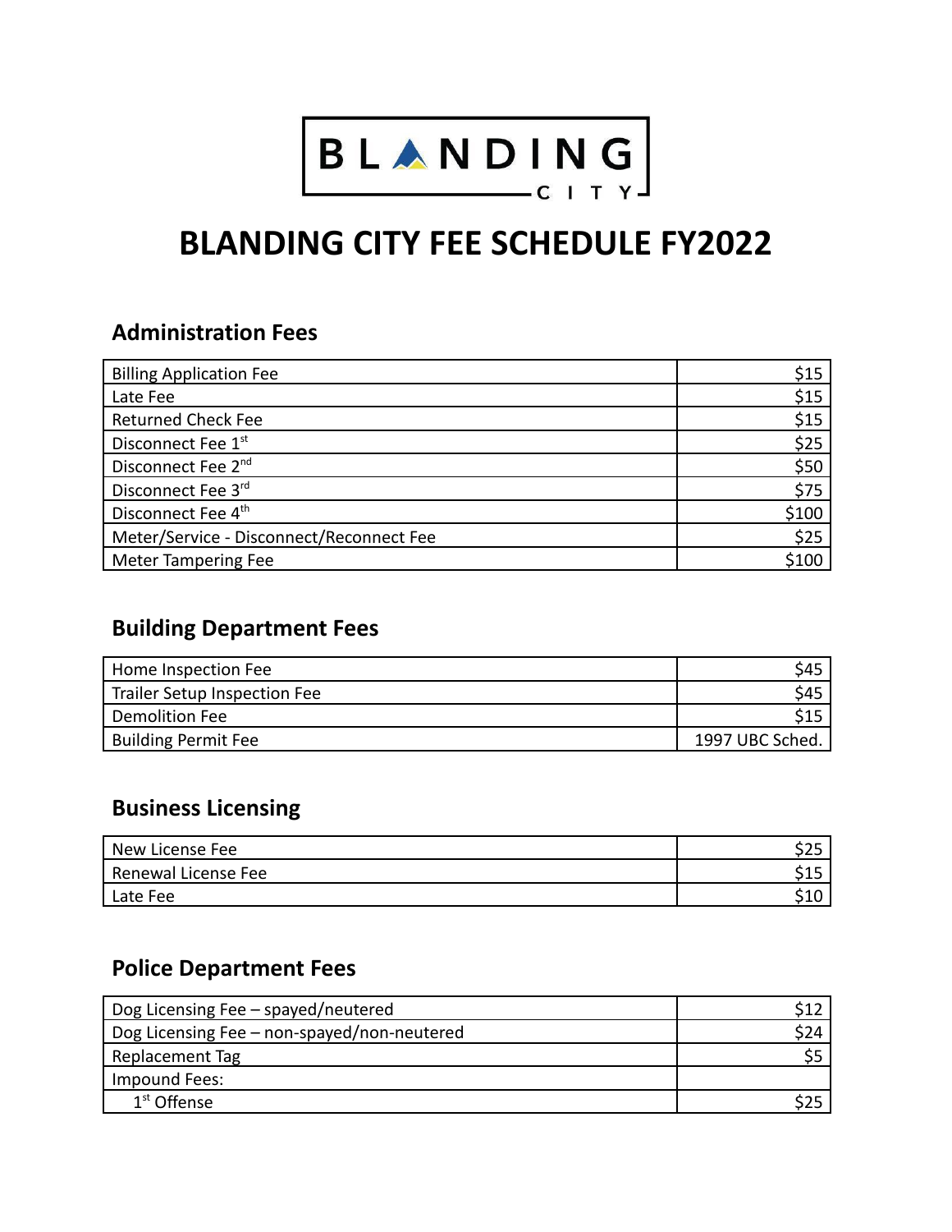BLANDING CITY

# BLANDING CITY FEE SCHEDULE FY2022

## Administration Fees

| | |
|---|---|
| Billing Application Fee | $15 |
| Late Fee | $15 |
| Returned Check Fee | $15 |
| Disconnect Fee 1st | $25 |
| Disconnect Fee 2nd | $50 |
| Disconnect Fee 3rd | $75 |
| Disconnect Fee 4th | $100 |
| Meter/Service - Disconnect/Reconnect Fee | $25 |
| Meter Tampering Fee | $100 |

## Building Department Fees

| | |
|---|---|
| Home Inspection Fee | $45 |
| Trailer Setup Inspection Fee | $45 |
| Demolition Fee | $15 |
| Building Permit Fee | 1997 UBC Sched. |

## Business Licensing

| | |
|---|---|
| New License Fee | $25 |
| Renewal License Fee | $15 |
| Late Fee | $10 |

## Police Department Fees

| | |
|---|---|
| Dog Licensing Fee – spayed/neutered | $12 |
| Dog Licensing Fee – non-spayed/non-neutered | $24 |
| Replacement Tag | $5 |
| Impound Fees: | |
| 1st Offense | $25 |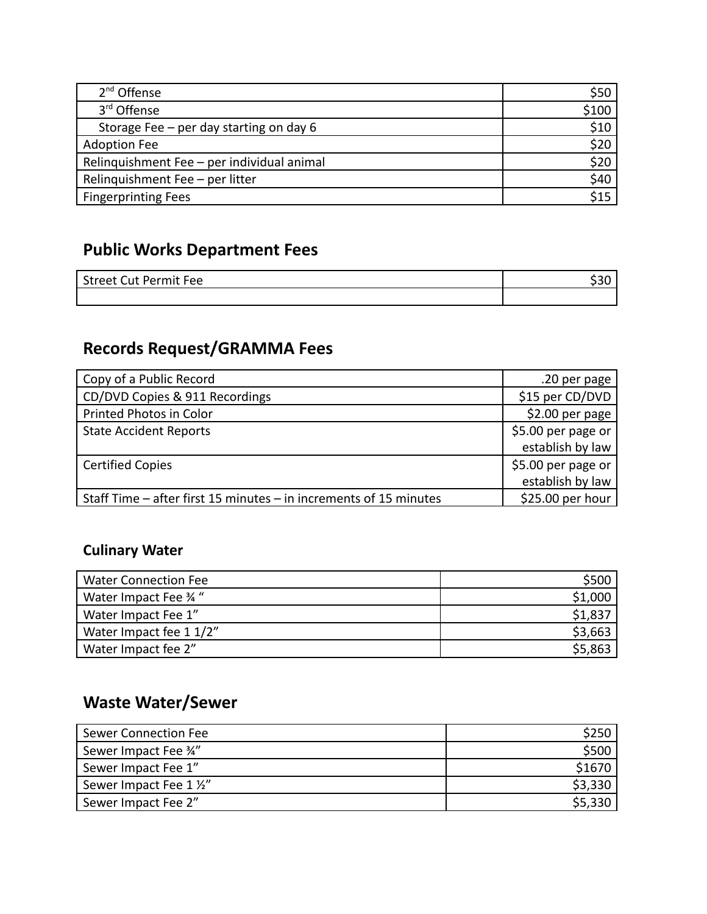| | |
|---|---|
| 2nd Offense | $50 |
| 3rd Offense | $100 |
| Storage Fee – per day starting on day 6 | $10 |
| Adoption Fee | $20 |
| Relinquishment Fee – per individual animal | $20 |
| Relinquishment Fee – per litter | $40 |
| Fingerprinting Fees | $15 |

## Public Works Department Fees

| | |
|---|---|
| Street Cut Permit Fee | $30 |
| | |

## Records Request/GRAMMA Fees

| | |
|---|---|
| Copy of a Public Record | .20 per page |
| CD/DVD Copies & 911 Recordings | $15 per CD/DVD |
| Printed Photos in Color | $2.00 per page |
| State Accident Reports | $5.00 per page or establish by law |
| Certified Copies | $5.00 per page or establish by law |
| Staff Time – after first 15 minutes – in increments of 15 minutes | $25.00 per hour |

### Culinary Water

| | |
|---|---|
| Water Connection Fee | $500 |
| Water Impact Fee ¾ “ | $1,000 |
| Water Impact Fee 1” | $1,837 |
| Water Impact fee 1 1/2” | $3,663 |
| Water Impact fee 2” | $5,863 |

## Waste Water/Sewer

| | |
|---|---|
| Sewer Connection Fee | $250 |
| Sewer Impact Fee ¾” | $500 |
| Sewer Impact Fee 1” | $1670 |
| Sewer Impact Fee 1 ½” | $3,330 |
| Sewer Impact Fee 2” | $5,330 |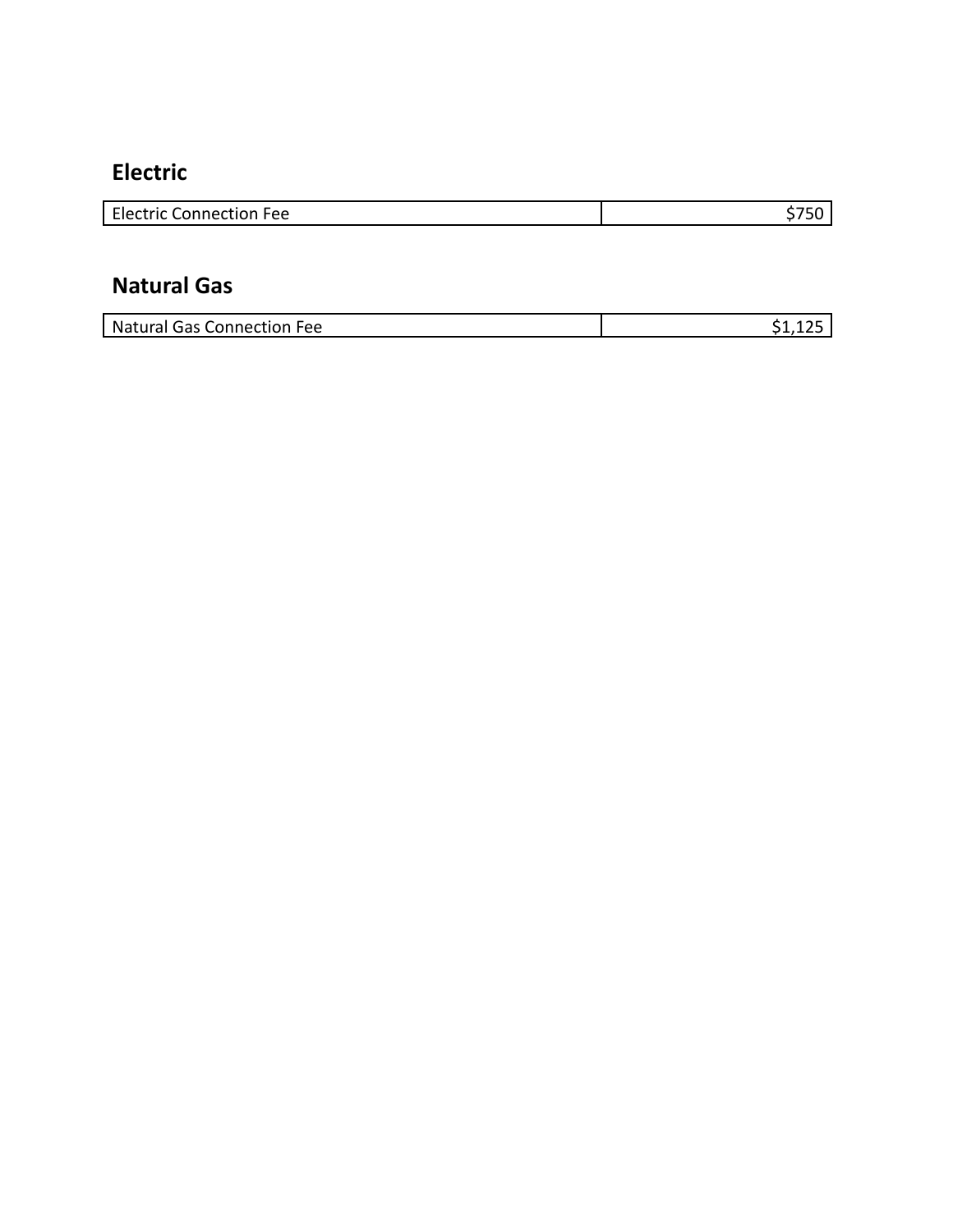## Electric

| | |
|---|---|
| Electric Connection Fee | $750 |

## Natural Gas

| | |
|---|---|
| Natural Gas Connection Fee | $1,125 |